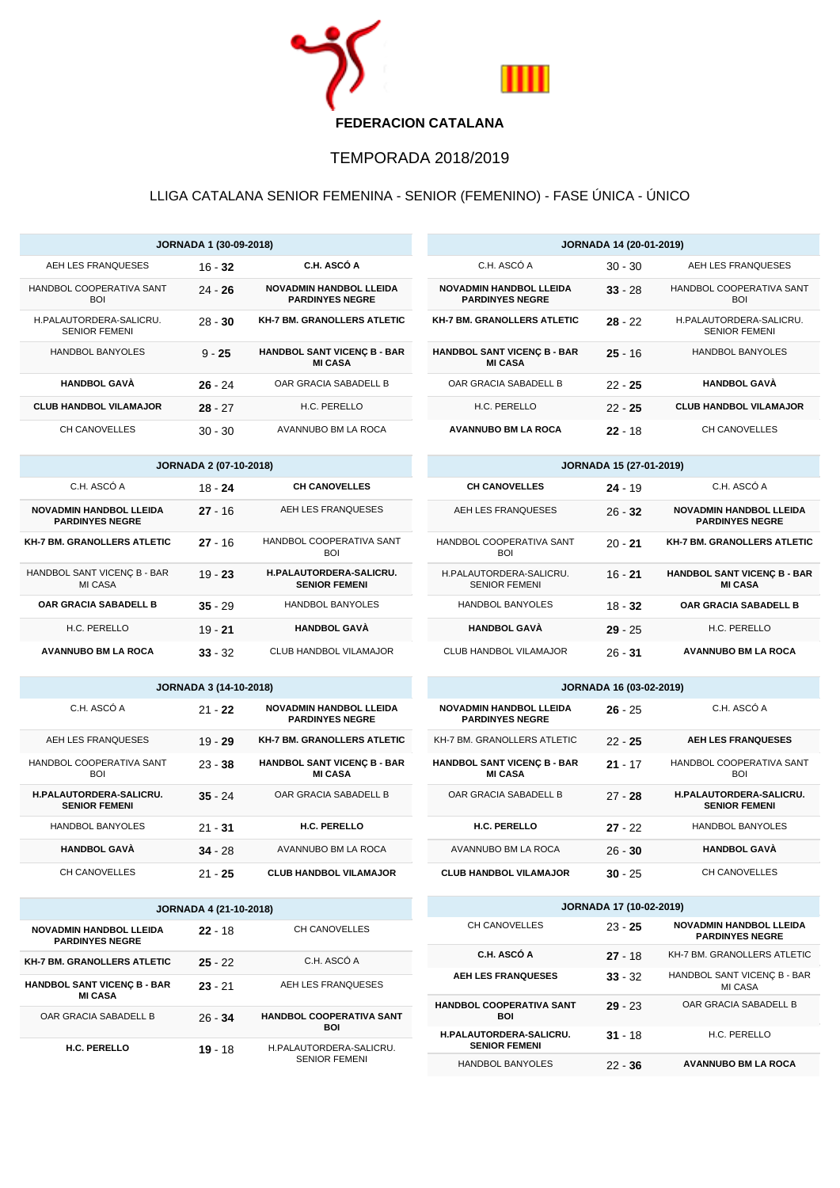**FEDERACION CATALANA**

# TEMPORADA 2018/2019

## LLIGA CATALANA SENIOR FEMENINA - SENIOR (FEMENINO) - FASE ÚNICA - ÚNICO

| JORNADA 1 (30-09-2018) | | |
|---|---|---|
| AEH LES FRANQUESES | 16 - **32** | **C.H. ASCÓ A** |
| HANDBOL COOPERATIVA SANT BOI | 24 - **26** | **NOVADMIN HANDBOL LLEIDA PARDINYES NEGRE** |
| H.PALAUTORDERA-SALICRU. SENIOR FEMENI | 28 - **30** | **KH-7 BM. GRANOLLERS ATLETIC** |
| HANDBOL BANYOLES | 9 - **25** | **HANDBOL SANT VICENÇ B - BAR MI CASA** |
| **HANDBOL GAVÀ** | **26** - 24 | OAR GRACIA SABADELL B |
| **CLUB HANDBOL VILAMAJOR** | **28** - 27 | H.C. PERELLO |
| CH CANOVELLES | 30 - 30 | AVANNUBO BM LA ROCA |

| JORNADA 2 (07-10-2018) | | |
|---|---|---|
| C.H. ASCÓ A | 18 - **24** | **CH CANOVELLES** |
| **NOVADMIN HANDBOL LLEIDA PARDINYES NEGRE** | **27** - 16 | AEH LES FRANQUESES |
| **KH-7 BM. GRANOLLERS ATLETIC** | **27** - 16 | HANDBOL COOPERATIVA SANT BOI |
| HANDBOL SANT VICENÇ B - BAR MI CASA | 19 - **23** | **H.PALAUTORDERA-SALICRU. SENIOR FEMENI** |
| **OAR GRACIA SABADELL B** | **35** - 29 | HANDBOL BANYOLES |
| H.C. PERELLO | 19 - **21** | **HANDBOL GAVÀ** |
| **AVANNUBO BM LA ROCA** | **33** - 32 | CLUB HANDBOL VILAMAJOR |

| JORNADA 3 (14-10-2018) | | |
|---|---|---|
| C.H. ASCÓ A | 21 - **22** | **NOVADMIN HANDBOL LLEIDA PARDINYES NEGRE** |
| AEH LES FRANQUESES | 19 - **29** | **KH-7 BM. GRANOLLERS ATLETIC** |
| HANDBOL COOPERATIVA SANT BOI | 23 - **38** | **HANDBOL SANT VICENÇ B - BAR MI CASA** |
| **H.PALAUTORDERA-SALICRU. SENIOR FEMENI** | **35** - 24 | OAR GRACIA SABADELL B |
| HANDBOL BANYOLES | 21 - **31** | **H.C. PERELLO** |
| **HANDBOL GAVÀ** | **34** - 28 | AVANNUBO BM LA ROCA |
| CH CANOVELLES | 21 - **25** | **CLUB HANDBOL VILAMAJOR** |

| JORNADA 4 (21-10-2018) | | |
|---|---|---|
| **NOVADMIN HANDBOL LLEIDA PARDINYES NEGRE** | **22** - 18 | CH CANOVELLES |
| **KH-7 BM. GRANOLLERS ATLETIC** | **25** - 22 | C.H. ASCÓ A |
| **HANDBOL SANT VICENÇ B - BAR MI CASA** | **23** - 21 | AEH LES FRANQUESES |
| OAR GRACIA SABADELL B | 26 - **34** | **HANDBOL COOPERATIVA SANT BOI** |
| **H.C. PERELLO** | **19** - 18 | H.PALAUTORDERA-SALICRU. SENIOR FEMENI |

| JORNADA 14 (20-01-2019) | | |
|---|---|---|
| C.H. ASCÓ A | 30 - 30 | AEH LES FRANQUESES |
| **NOVADMIN HANDBOL LLEIDA PARDINYES NEGRE** | **33** - 28 | HANDBOL COOPERATIVA SANT BOI |
| **KH-7 BM. GRANOLLERS ATLETIC** | **28** - 22 | H.PALAUTORDERA-SALICRU. SENIOR FEMENI |
| **HANDBOL SANT VICENÇ B - BAR MI CASA** | **25** - 16 | HANDBOL BANYOLES |
| OAR GRACIA SABADELL B | 22 - **25** | **HANDBOL GAVÀ** |
| H.C. PERELLO | 22 - **25** | **CLUB HANDBOL VILAMAJOR** |
| **AVANNUBO BM LA ROCA** | **22** - 18 | CH CANOVELLES |

| JORNADA 15 (27-01-2019) | | |
|---|---|---|
| **CH CANOVELLES** | **24** - 19 | C.H. ASCÓ A |
| AEH LES FRANQUESES | 26 - **32** | **NOVADMIN HANDBOL LLEIDA PARDINYES NEGRE** |
| HANDBOL COOPERATIVA SANT BOI | 20 - **21** | **KH-7 BM. GRANOLLERS ATLETIC** |
| H.PALAUTORDERA-SALICRU. SENIOR FEMENI | 16 - **21** | **HANDBOL SANT VICENÇ B - BAR MI CASA** |
| HANDBOL BANYOLES | 18 - **32** | **OAR GRACIA SABADELL B** |
| **HANDBOL GAVÀ** | **29** - 25 | H.C. PERELLO |
| CLUB HANDBOL VILAMAJOR | 26 - **31** | **AVANNUBO BM LA ROCA** |

| JORNADA 16 (03-02-2019) | | |
|---|---|---|
| **NOVADMIN HANDBOL LLEIDA PARDINYES NEGRE** | **26** - 25 | C.H. ASCÓ A |
| KH-7 BM. GRANOLLERS ATLETIC | 22 - **25** | **AEH LES FRANQUESES** |
| **HANDBOL SANT VICENÇ B - BAR MI CASA** | **21** - 17 | HANDBOL COOPERATIVA SANT BOI |
| OAR GRACIA SABADELL B | 27 - **28** | **H.PALAUTORDERA-SALICRU. SENIOR FEMENI** |
| **H.C. PERELLO** | **27** - 22 | HANDBOL BANYOLES |
| AVANNUBO BM LA ROCA | 26 - **30** | **HANDBOL GAVÀ** |
| **CLUB HANDBOL VILAMAJOR** | **30** - 25 | CH CANOVELLES |

| JORNADA 17 (10-02-2019) | | |
|---|---|---|
| CH CANOVELLES | 23 - **25** | **NOVADMIN HANDBOL LLEIDA PARDINYES NEGRE** |
| **C.H. ASCÓ A** | **27** - 18 | KH-7 BM. GRANOLLERS ATLETIC |
| **AEH LES FRANQUESES** | **33** - 32 | HANDBOL SANT VICENÇ B - BAR MI CASA |
| **HANDBOL COOPERATIVA SANT BOI** | **29** - 23 | OAR GRACIA SABADELL B |
| **H.PALAUTORDERA-SALICRU. SENIOR FEMENI** | **31** - 18 | H.C. PERELLO |
| HANDBOL BANYOLES | 22 - **36** | **AVANNUBO BM LA ROCA** |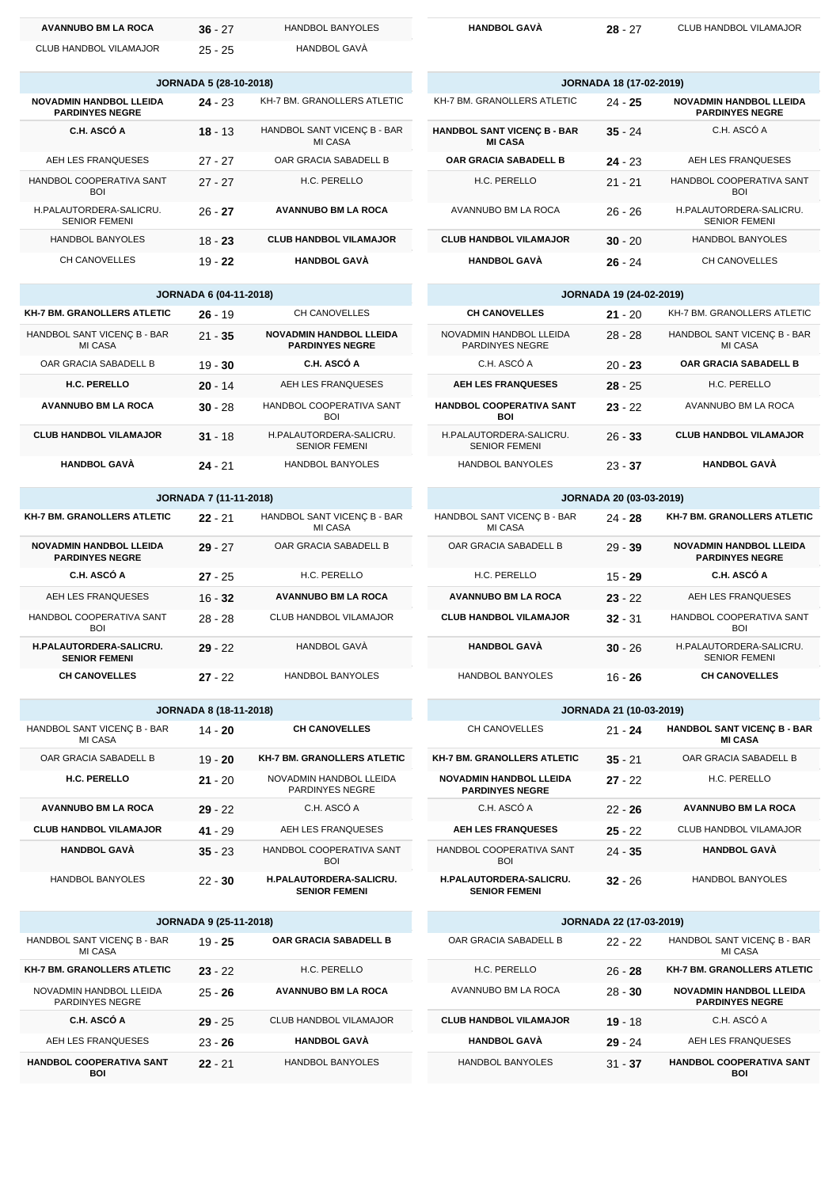| | | |
|---|---|---|
| **AVANNUBO BM LA ROCA** | **36** - 27 | HANDBOL BANYOLES |
| CLUB HANDBOL VILAMAJOR | 25 - 25 | HANDBOL GAVÀ |

| | | |
|---|---|---|
| **HANDBOL GAVÀ** | **28** - 27 | CLUB HANDBOL VILAMAJOR |

| JORNADA 5 (28-10-2018) | | |
|---|---|---|
| **NOVADMIN HANDBOL LLEIDA PARDINYES NEGRE** | **24** - 23 | KH-7 BM. GRANOLLERS ATLETIC |
| **C.H. ASCÓ A** | **18** - 13 | HANDBOL SANT VICENÇ B - BAR MI CASA |
| AEH LES FRANQUESES | 27 - 27 | OAR GRACIA SABADELL B |
| HANDBOL COOPERATIVA SANT BOI | 27 - 27 | H.C. PERELLO |
| H.PALAUTORDERA-SALICRU. SENIOR FEMENI | 26 - **27** | **AVANNUBO BM LA ROCA** |
| HANDBOL BANYOLES | 18 - **23** | **CLUB HANDBOL VILAMAJOR** |
| CH CANOVELLES | 19 - **22** | **HANDBOL GAVÀ** |

| JORNADA 6 (04-11-2018) | | |
|---|---|---|
| **KH-7 BM. GRANOLLERS ATLETIC** | **26** - 19 | CH CANOVELLES |
| HANDBOL SANT VICENÇ B - BAR MI CASA | 21 - **35** | **NOVADMIN HANDBOL LLEIDA PARDINYES NEGRE** |
| OAR GRACIA SABADELL B | 19 - **30** | **C.H. ASCÓ A** |
| **H.C. PERELLO** | **20** - 14 | AEH LES FRANQUESES |
| **AVANNUBO BM LA ROCA** | **30** - 28 | HANDBOL COOPERATIVA SANT BOI |
| **CLUB HANDBOL VILAMAJOR** | **31** - 18 | H.PALAUTORDERA-SALICRU. SENIOR FEMENI |
| **HANDBOL GAVÀ** | **24** - 21 | HANDBOL BANYOLES |

| JORNADA 7 (11-11-2018) | | |
|---|---|---|
| **KH-7 BM. GRANOLLERS ATLETIC** | **22** - 21 | HANDBOL SANT VICENÇ B - BAR MI CASA |
| **NOVADMIN HANDBOL LLEIDA PARDINYES NEGRE** | **29** - 27 | OAR GRACIA SABADELL B |
| **C.H. ASCÓ A** | **27** - 25 | H.C. PERELLO |
| AEH LES FRANQUESES | 16 - **32** | **AVANNUBO BM LA ROCA** |
| HANDBOL COOPERATIVA SANT BOI | 28 - 28 | CLUB HANDBOL VILAMAJOR |
| **H.PALAUTORDERA-SALICRU. SENIOR FEMENI** | **29** - 22 | HANDBOL GAVÀ |
| **CH CANOVELLES** | **27** - 22 | HANDBOL BANYOLES |

| JORNADA 8 (18-11-2018) | | |
|---|---|---|
| HANDBOL SANT VICENÇ B - BAR MI CASA | 14 - **20** | **CH CANOVELLES** |
| OAR GRACIA SABADELL B | 19 - **20** | **KH-7 BM. GRANOLLERS ATLETIC** |
| **H.C. PERELLO** | **21** - 20 | NOVADMIN HANDBOL LLEIDA PARDINYES NEGRE |
| **AVANNUBO BM LA ROCA** | **29** - 22 | C.H. ASCÓ A |
| **CLUB HANDBOL VILAMAJOR** | **41** - 29 | AEH LES FRANQUESES |
| **HANDBOL GAVÀ** | **35** - 23 | HANDBOL COOPERATIVA SANT BOI |
| HANDBOL BANYOLES | 22 - **30** | **H.PALAUTORDERA-SALICRU. SENIOR FEMENI** |

| JORNADA 9 (25-11-2018) | | |
|---|---|---|
| HANDBOL SANT VICENÇ B - BAR MI CASA | 19 - **25** | **OAR GRACIA SABADELL B** |
| **KH-7 BM. GRANOLLERS ATLETIC** | **23** - 22 | H.C. PERELLO |
| NOVADMIN HANDBOL LLEIDA PARDINYES NEGRE | 25 - **26** | **AVANNUBO BM LA ROCA** |
| **C.H. ASCÓ A** | **29** - 25 | CLUB HANDBOL VILAMAJOR |
| AEH LES FRANQUESES | 23 - **26** | **HANDBOL GAVÀ** |
| **HANDBOL COOPERATIVA SANT BOI** | **22** - 21 | HANDBOL BANYOLES |

| JORNADA 18 (17-02-2019) | | |
|---|---|---|
| KH-7 BM. GRANOLLERS ATLETIC | 24 - **25** | **NOVADMIN HANDBOL LLEIDA PARDINYES NEGRE** |
| **HANDBOL SANT VICENÇ B - BAR MI CASA** | **35** - 24 | C.H. ASCÓ A |
| **OAR GRACIA SABADELL B** | **24** - 23 | AEH LES FRANQUESES |
| H.C. PERELLO | 21 - 21 | HANDBOL COOPERATIVA SANT BOI |
| AVANNUBO BM LA ROCA | 26 - 26 | H.PALAUTORDERA-SALICRU. SENIOR FEMENI |
| **CLUB HANDBOL VILAMAJOR** | **30** - 20 | HANDBOL BANYOLES |
| **HANDBOL GAVÀ** | **26** - 24 | CH CANOVELLES |

| JORNADA 19 (24-02-2019) | | |
|---|---|---|
| **CH CANOVELLES** | **21** - 20 | KH-7 BM. GRANOLLERS ATLETIC |
| NOVADMIN HANDBOL LLEIDA PARDINYES NEGRE | 28 - 28 | HANDBOL SANT VICENÇ B - BAR MI CASA |
| C.H. ASCÓ A | 20 - **23** | **OAR GRACIA SABADELL B** |
| **AEH LES FRANQUESES** | **28** - 25 | H.C. PERELLO |
| **HANDBOL COOPERATIVA SANT BOI** | **23** - 22 | AVANNUBO BM LA ROCA |
| H.PALAUTORDERA-SALICRU. SENIOR FEMENI | 26 - **33** | **CLUB HANDBOL VILAMAJOR** |
| HANDBOL BANYOLES | 23 - **37** | **HANDBOL GAVÀ** |

| JORNADA 20 (03-03-2019) | | |
|---|---|---|
| HANDBOL SANT VICENÇ B - BAR MI CASA | 24 - **28** | **KH-7 BM. GRANOLLERS ATLETIC** |
| OAR GRACIA SABADELL B | 29 - **39** | **NOVADMIN HANDBOL LLEIDA PARDINYES NEGRE** |
| H.C. PERELLO | 15 - **29** | **C.H. ASCÓ A** |
| **AVANNUBO BM LA ROCA** | **23** - 22 | AEH LES FRANQUESES |
| **CLUB HANDBOL VILAMAJOR** | **32** - 31 | HANDBOL COOPERATIVA SANT BOI |
| **HANDBOL GAVÀ** | **30** - 26 | H.PALAUTORDERA-SALICRU. SENIOR FEMENI |
| HANDBOL BANYOLES | 16 - **26** | **CH CANOVELLES** |

| JORNADA 21 (10-03-2019) | | |
|---|---|---|
| CH CANOVELLES | 21 - **24** | **HANDBOL SANT VICENÇ B - BAR MI CASA** |
| **KH-7 BM. GRANOLLERS ATLETIC** | **35** - 21 | OAR GRACIA SABADELL B |
| **NOVADMIN HANDBOL LLEIDA PARDINYES NEGRE** | **27** - 22 | H.C. PERELLO |
| C.H. ASCÓ A | 22 - **26** | **AVANNUBO BM LA ROCA** |
| **AEH LES FRANQUESES** | **25** - 22 | CLUB HANDBOL VILAMAJOR |
| HANDBOL COOPERATIVA SANT BOI | 24 - **35** | **HANDBOL GAVÀ** |
| **H.PALAUTORDERA-SALICRU. SENIOR FEMENI** | **32** - 26 | HANDBOL BANYOLES |

| JORNADA 22 (17-03-2019) | | |
|---|---|---|
| OAR GRACIA SABADELL B | 22 - 22 | HANDBOL SANT VICENÇ B - BAR MI CASA |
| H.C. PERELLO | 26 - **28** | **KH-7 BM. GRANOLLERS ATLETIC** |
| AVANNUBO BM LA ROCA | 28 - **30** | **NOVADMIN HANDBOL LLEIDA PARDINYES NEGRE** |
| **CLUB HANDBOL VILAMAJOR** | **19** - 18 | C.H. ASCÓ A |
| **HANDBOL GAVÀ** | **29** - 24 | AEH LES FRANQUESES |
| HANDBOL BANYOLES | 31 - **37** | **HANDBOL COOPERATIVA SANT BOI** |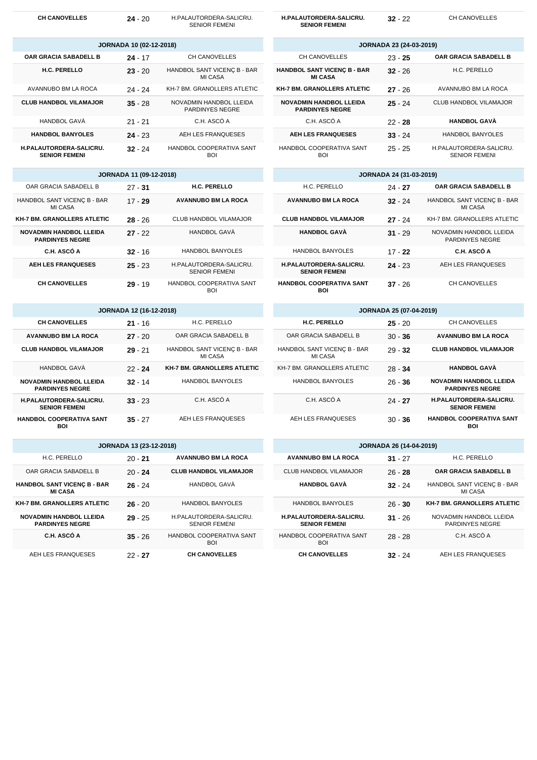| | | |
|---|---|---|
| **CH CANOVELLES** | **24** - 20 | H.PALAUTORDERA-SALICRU. SENIOR FEMENI |

| JORNADA 10 (02-12-2018) | | |
|---|---|---|
| **OAR GRACIA SABADELL B** | **24** - 17 | CH CANOVELLES |
| **H.C. PERELLO** | **23** - 20 | HANDBOL SANT VICENÇ B - BAR MI CASA |
| AVANNUBO BM LA ROCA | 24 - 24 | KH-7 BM. GRANOLLERS ATLETIC |
| **CLUB HANDBOL VILAMAJOR** | **35** - 28 | NOVADMIN HANDBOL LLEIDA PARDINYES NEGRE |
| HANDBOL GAVÀ | 21 - 21 | C.H. ASCÓ A |
| **HANDBOL BANYOLES** | **24** - 23 | AEH LES FRANQUESES |
| **H.PALAUTORDERA-SALICRU. SENIOR FEMENI** | **32** - 24 | HANDBOL COOPERATIVA SANT BOI |

| JORNADA 11 (09-12-2018) | | |
|---|---|---|
| OAR GRACIA SABADELL B | 27 - **31** | **H.C. PERELLO** |
| HANDBOL SANT VICENÇ B - BAR MI CASA | 17 - **29** | **AVANNUBO BM LA ROCA** |
| **KH-7 BM. GRANOLLERS ATLETIC** | **28** - 26 | CLUB HANDBOL VILAMAJOR |
| **NOVADMIN HANDBOL LLEIDA PARDINYES NEGRE** | **27** - 22 | HANDBOL GAVÀ |
| **C.H. ASCÓ A** | **32** - 16 | HANDBOL BANYOLES |
| **AEH LES FRANQUESES** | **25** - 23 | H.PALAUTORDERA-SALICRU. SENIOR FEMENI |
| **CH CANOVELLES** | **29** - 19 | HANDBOL COOPERATIVA SANT BOI |

| JORNADA 12 (16-12-2018) | | |
|---|---|---|
| **CH CANOVELLES** | **21** - 16 | H.C. PERELLO |
| **AVANNUBO BM LA ROCA** | **27** - 20 | OAR GRACIA SABADELL B |
| **CLUB HANDBOL VILAMAJOR** | **29** - 21 | HANDBOL SANT VICENÇ B - BAR MI CASA |
| HANDBOL GAVÀ | 22 - **24** | **KH-7 BM. GRANOLLERS ATLETIC** |
| **NOVADMIN HANDBOL LLEIDA PARDINYES NEGRE** | **32** - 14 | HANDBOL BANYOLES |
| **H.PALAUTORDERA-SALICRU. SENIOR FEMENI** | **33** - 23 | C.H. ASCÓ A |
| **HANDBOL COOPERATIVA SANT BOI** | **35** - 27 | AEH LES FRANQUESES |

| JORNADA 13 (23-12-2018) | | |
|---|---|---|
| H.C. PERELLO | 20 - **21** | **AVANNUBO BM LA ROCA** |
| OAR GRACIA SABADELL B | 20 - **24** | **CLUB HANDBOL VILAMAJOR** |
| **HANDBOL SANT VICENÇ B - BAR MI CASA** | **26** - 24 | HANDBOL GAVÀ |
| **KH-7 BM. GRANOLLERS ATLETIC** | **26** - 20 | HANDBOL BANYOLES |
| **NOVADMIN HANDBOL LLEIDA PARDINYES NEGRE** | **29** - 25 | H.PALAUTORDERA-SALICRU. SENIOR FEMENI |
| **C.H. ASCÓ A** | **35** - 26 | HANDBOL COOPERATIVA SANT BOI |
| AEH LES FRANQUESES | 22 - **27** | **CH CANOVELLES** |

| | | |
|---|---|---|
| **H.PALAUTORDERA-SALICRU. SENIOR FEMENI** | **32** - 22 | CH CANOVELLES |

| JORNADA 23 (24-03-2019) | | |
|---|---|---|
| CH CANOVELLES | 23 - **25** | **OAR GRACIA SABADELL B** |
| **HANDBOL SANT VICENÇ B - BAR MI CASA** | **32** - 26 | H.C. PERELLO |
| **KH-7 BM. GRANOLLERS ATLETIC** | **27** - 26 | AVANNUBO BM LA ROCA |
| **NOVADMIN HANDBOL LLEIDA PARDINYES NEGRE** | **25** - 24 | CLUB HANDBOL VILAMAJOR |
| C.H. ASCÓ A | 22 - **28** | **HANDBOL GAVÀ** |
| **AEH LES FRANQUESES** | **33** - 24 | HANDBOL BANYOLES |
| HANDBOL COOPERATIVA SANT BOI | 25 - 25 | H.PALAUTORDERA-SALICRU. SENIOR FEMENI |

| JORNADA 24 (31-03-2019) | | |
|---|---|---|
| H.C. PERELLO | 24 - **27** | **OAR GRACIA SABADELL B** |
| **AVANNUBO BM LA ROCA** | **32** - 24 | HANDBOL SANT VICENÇ B - BAR MI CASA |
| **CLUB HANDBOL VILAMAJOR** | **27** - 24 | KH-7 BM. GRANOLLERS ATLETIC |
| **HANDBOL GAVÀ** | **31** - 29 | NOVADMIN HANDBOL LLEIDA PARDINYES NEGRE |
| HANDBOL BANYOLES | 17 - **22** | **C.H. ASCÓ A** |
| **H.PALAUTORDERA-SALICRU. SENIOR FEMENI** | **24** - 23 | AEH LES FRANQUESES |
| **HANDBOL COOPERATIVA SANT BOI** | **37** - 26 | CH CANOVELLES |

| JORNADA 25 (07-04-2019) | | |
|---|---|---|
| **H.C. PERELLO** | **25** - 20 | CH CANOVELLES |
| OAR GRACIA SABADELL B | 30 - **36** | **AVANNUBO BM LA ROCA** |
| HANDBOL SANT VICENÇ B - BAR MI CASA | 29 - **32** | **CLUB HANDBOL VILAMAJOR** |
| KH-7 BM. GRANOLLERS ATLETIC | 28 - **34** | **HANDBOL GAVÀ** |
| HANDBOL BANYOLES | 26 - **36** | **NOVADMIN HANDBOL LLEIDA PARDINYES NEGRE** |
| C.H. ASCÓ A | 24 - **27** | **H.PALAUTORDERA-SALICRU. SENIOR FEMENI** |
| AEH LES FRANQUESES | 30 - **36** | **HANDBOL COOPERATIVA SANT BOI** |

| JORNADA 26 (14-04-2019) | | |
|---|---|---|
| **AVANNUBO BM LA ROCA** | **31** - 27 | H.C. PERELLO |
| CLUB HANDBOL VILAMAJOR | 26 - **28** | **OAR GRACIA SABADELL B** |
| **HANDBOL GAVÀ** | **32** - 24 | HANDBOL SANT VICENÇ B - BAR MI CASA |
| HANDBOL BANYOLES | 26 - **30** | **KH-7 BM. GRANOLLERS ATLETIC** |
| **H.PALAUTORDERA-SALICRU. SENIOR FEMENI** | **31** - 26 | NOVADMIN HANDBOL LLEIDA PARDINYES NEGRE |
| HANDBOL COOPERATIVA SANT BOI | 28 - 28 | C.H. ASCÓ A |
| **CH CANOVELLES** | **32** - 24 | AEH LES FRANQUESES |